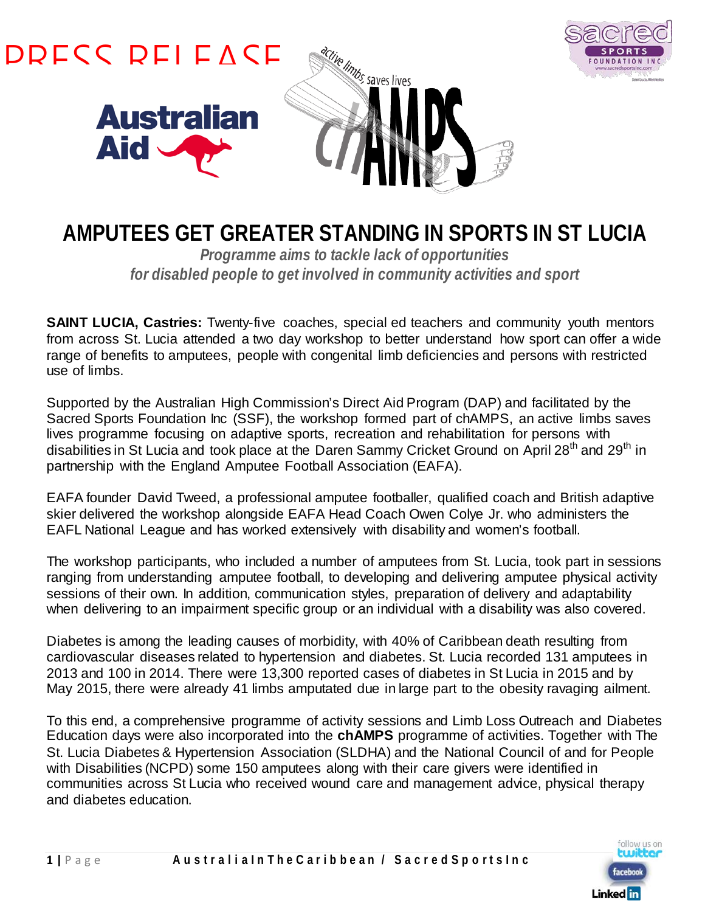PRESS RELEASE

# AMPUTEES GET GREATER STANDING IN SPORTS IN ST LUCIA

***Programme aims to tackle lack of opportunities for disabled people to get involved in community activities and sport***

**SAINT LUCIA, Castries:** Twenty-five coaches, special ed teachers and community youth mentors from across St. Lucia attended a two day workshop to better understand how sport can offer a wide range of benefits to amputees, people with congenital limb deficiencies and persons with restricted use of limbs.

Supported by the Australian High Commission's Direct Aid Program (DAP) and facilitated by the Sacred Sports Foundation Inc (SSF), the workshop formed part of chAMPS, an active limbs saves lives programme focusing on adaptive sports, recreation and rehabilitation for persons with disabilities in St Lucia and took place at the Daren Sammy Cricket Ground on April 28th and 29th in partnership with the England Amputee Football Association (EAFA).

EAFA founder David Tweed, a professional amputee footballer, qualified coach and British adaptive skier delivered the workshop alongside EAFA Head Coach Owen Colye Jr. who administers the EAFL National League and has worked extensively with disability and women's football.

The workshop participants, who included a number of amputees from St. Lucia, took part in sessions ranging from understanding amputee football, to developing and delivering amputee physical activity sessions of their own. In addition, communication styles, preparation of delivery and adaptability when delivering to an impairment specific group or an individual with a disability was also covered.

Diabetes is among the leading causes of morbidity, with 40% of Caribbean death resulting from cardiovascular diseases related to hypertension and diabetes. St. Lucia recorded 131 amputees in 2013 and 100 in 2014. There were 13,300 reported cases of diabetes in St Lucia in 2015 and by May 2015, there were already 41 limbs amputated due in large part to the obesity ravaging ailment.

To this end, a comprehensive programme of activity sessions and Limb Loss Outreach and Diabetes Education days were also incorporated into the **chAMPS** programme of activities. Together with The St. Lucia Diabetes & Hypertension Association (SLDHA) and the National Council of and for People with Disabilities (NCPD) some 150 amputees along with their care givers were identified in communities across St Lucia who received wound care and management advice, physical therapy and diabetes education.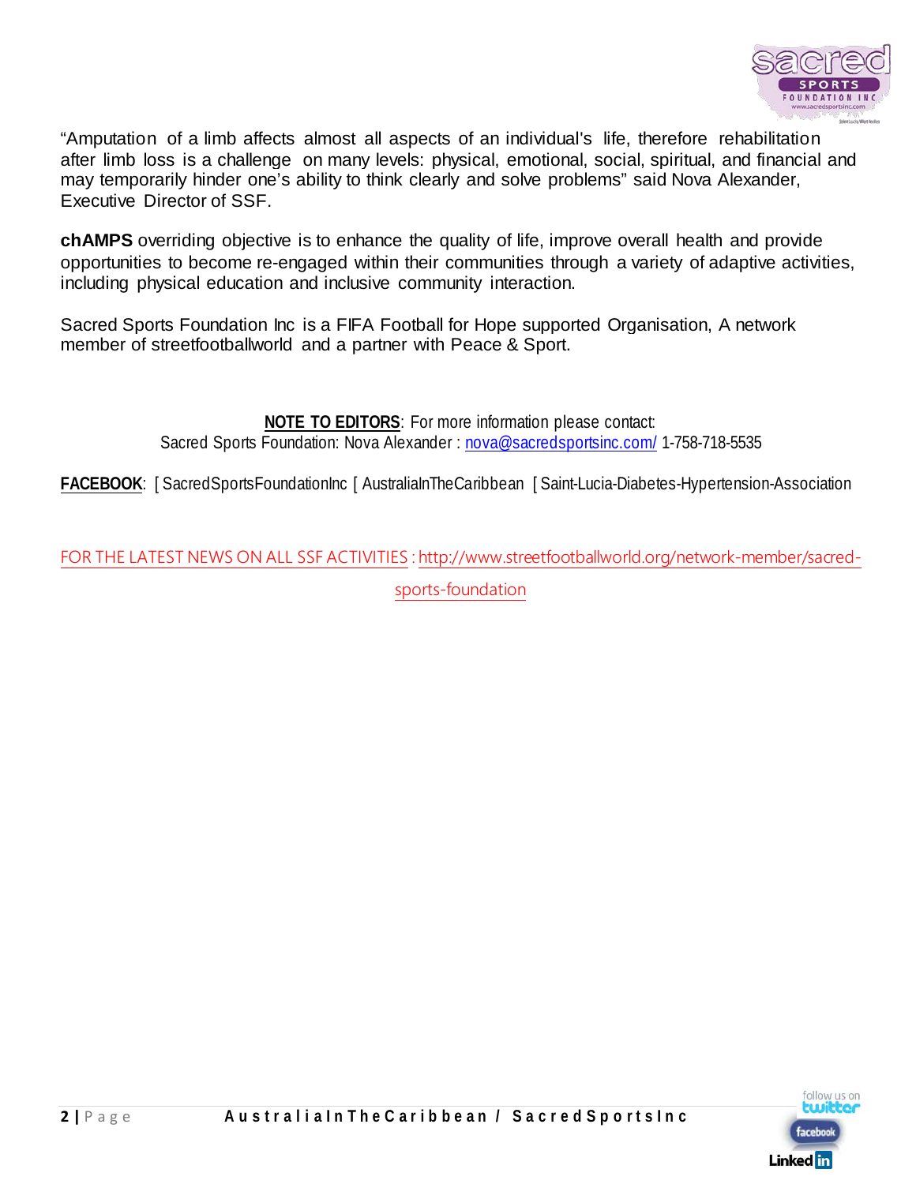"Amputation of a limb affects almost all aspects of an individual's life, therefore rehabilitation after limb loss is a challenge on many levels: physical, emotional, social, spiritual, and financial and may temporarily hinder one's ability to think clearly and solve problems" said Nova Alexander, Executive Director of SSF.

**chAMPS** overriding objective is to enhance the quality of life, improve overall health and provide opportunities to become re-engaged within their communities through a variety of adaptive activities, including physical education and inclusive community interaction.

Sacred Sports Foundation Inc is a FIFA Football for Hope supported Organisation, A network member of streetfootballworld and a partner with Peace & Sport.

**NOTE TO EDITORS**: For more information please contact:
Sacred Sports Foundation: Nova Alexander : nova@sacredsportsinc.com/ 1-758-718-5535

**FACEBOOK**: [ SacredSportsFoundationInc [ AustraliaInTheCaribbean [ Saint-Lucia-Diabetes-Hypertension-Association

FOR THE LATEST NEWS ON ALL SSF ACTIVITIES : http://www.streetfootballworld.org/network-member/sacred-sports-foundation